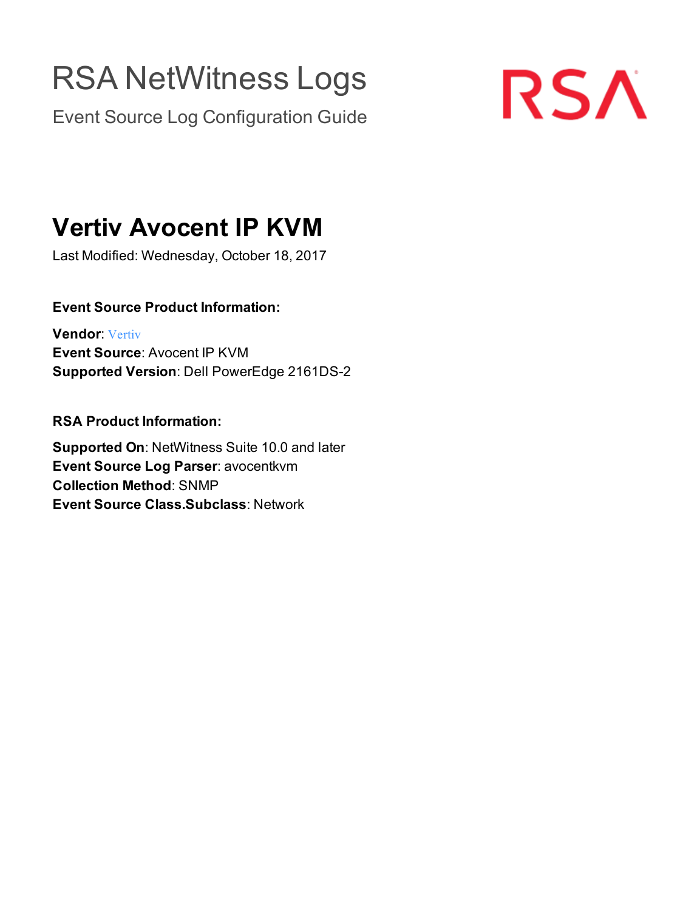# RSA NetWitness Logs

Event Source Log Configuration Guide

## Vertiv Avocent IP KVM

Last Modified: Wednesday, October 18, 2017

### Event Source Product Information:

**Vendor**: Vertiv
**Event Source**: Avocent IP KVM
**Supported Version**: Dell PowerEdge 2161DS-2

### RSA Product Information:

**Supported On**: NetWitness Suite 10.0 and later
**Event Source Log Parser**: avocentkvm
**Collection Method**: SNMP
**Event Source Class.Subclass**: Network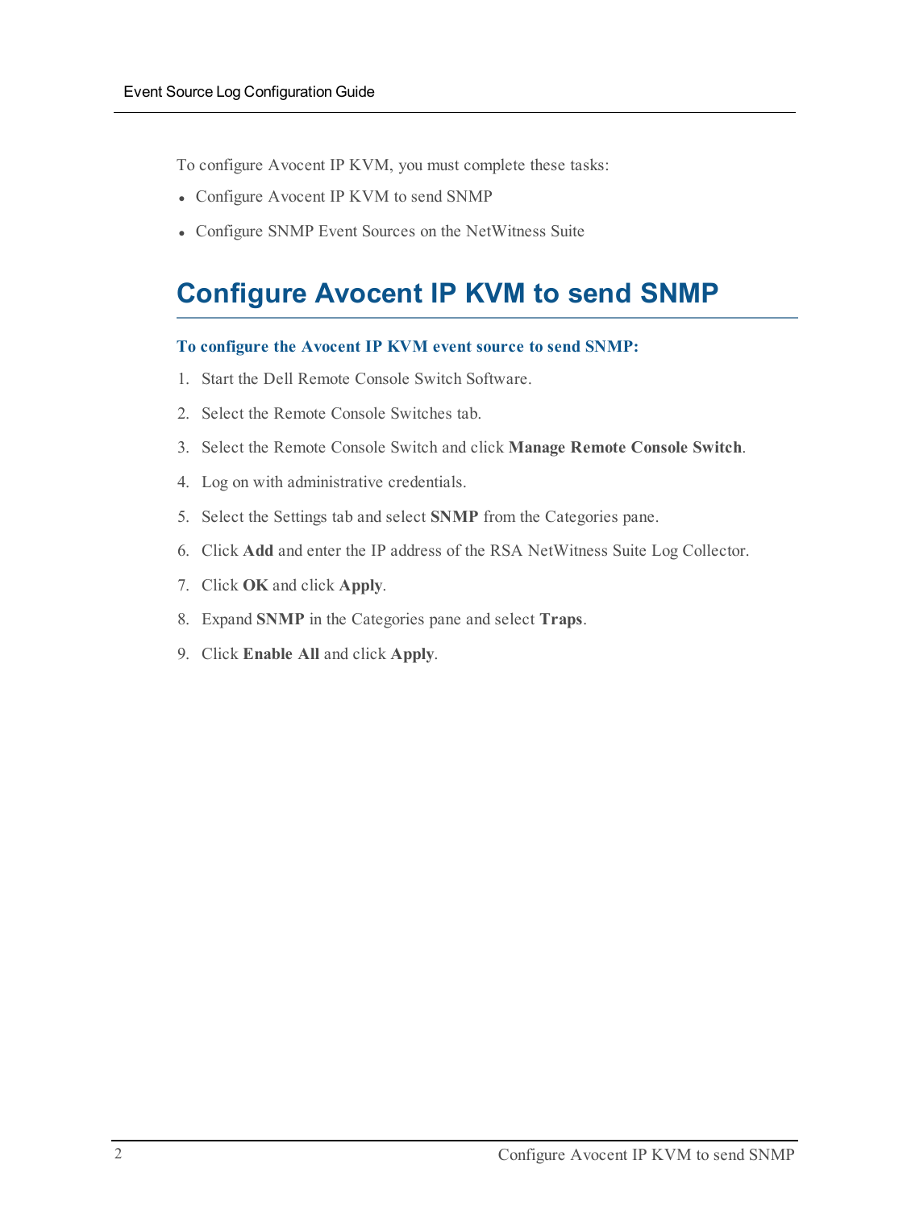To configure Avocent IP KVM, you must complete these tasks:

- Configure Avocent IP KVM to send SNMP
- Configure SNMP Event Sources on the NetWitness Suite

# Configure Avocent IP KVM to send SNMP

### To configure the Avocent IP KVM event source to send SNMP:

1. Start the Dell Remote Console Switch Software.
2. Select the Remote Console Switches tab.
3. Select the Remote Console Switch and click **Manage Remote Console Switch**.
4. Log on with administrative credentials.
5. Select the Settings tab and select **SNMP** from the Categories pane.
6. Click **Add** and enter the IP address of the RSA NetWitness Suite Log Collector.
7. Click **OK** and click **Apply**.
8. Expand **SNMP** in the Categories pane and select **Traps**.
9. Click **Enable All** and click **Apply**.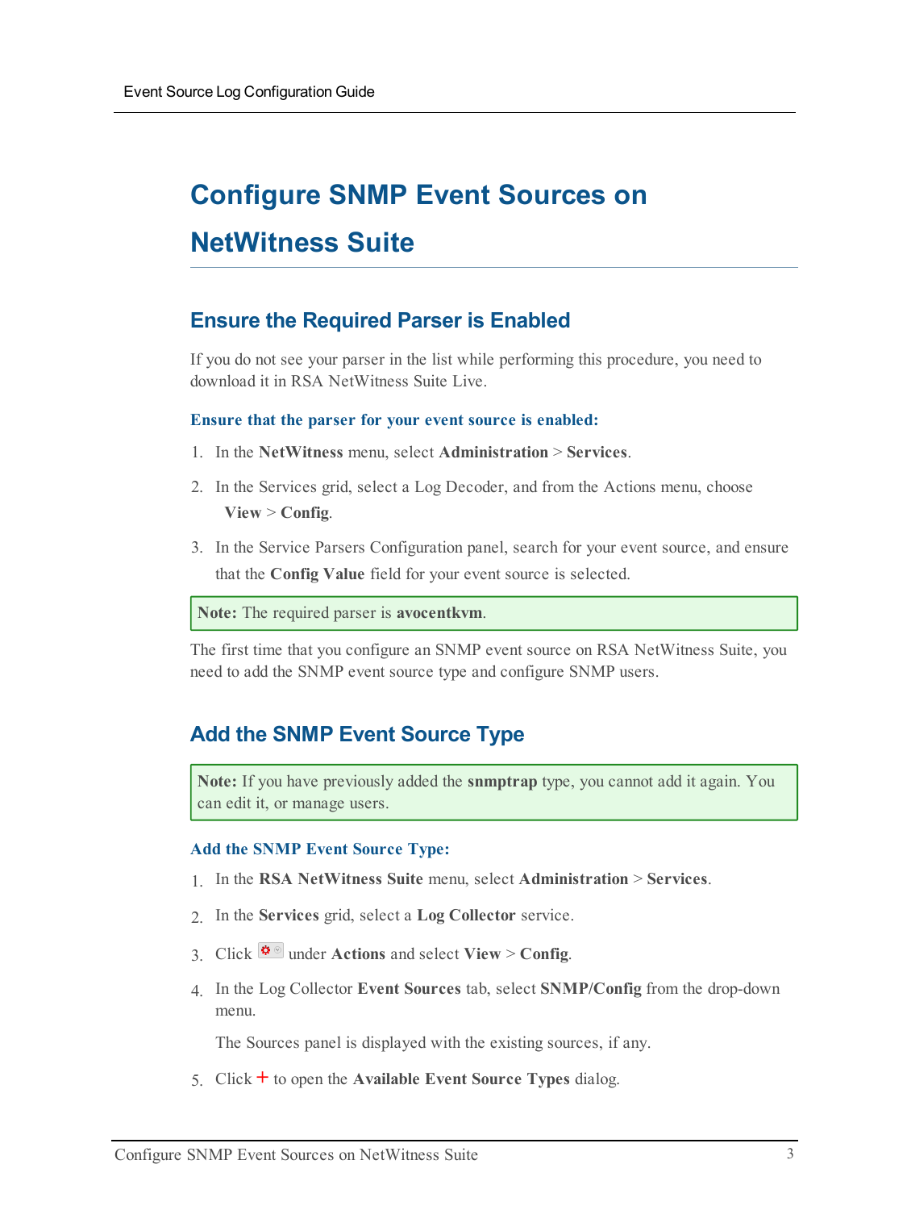# Configure SNMP Event Sources on NetWitness Suite

## Ensure the Required Parser is Enabled

If you do not see your parser in the list while performing this procedure, you need to download it in RSA NetWitness Suite Live.

**Ensure that the parser for your event source is enabled:**

1. In the **NetWitness** menu, select **Administration** > **Services**.
2. In the Services grid, select a Log Decoder, and from the Actions menu, choose **View** > **Config**.
3. In the Service Parsers Configuration panel, search for your event source, and ensure that the **Config Value** field for your event source is selected.

> **Note:** The required parser is **avocentkvm**.

The first time that you configure an SNMP event source on RSA NetWitness Suite, you need to add the SNMP event source type and configure SNMP users.

## Add the SNMP Event Source Type

> **Note:** If you have previously added the **snmptrap** type, you cannot add it again. You can edit it, or manage users.

**Add the SNMP Event Source Type:**

1. In the **RSA NetWitness Suite** menu, select **Administration** > **Services**.
2. In the **Services** grid, select a **Log Collector** service.
3. Click under **Actions** and select **View** > **Config**.
4. In the Log Collector **Event Sources** tab, select **SNMP/Config** from the drop-down menu.

   The Sources panel is displayed with the existing sources, if any.
5. Click + to open the **Available Event Source Types** dialog.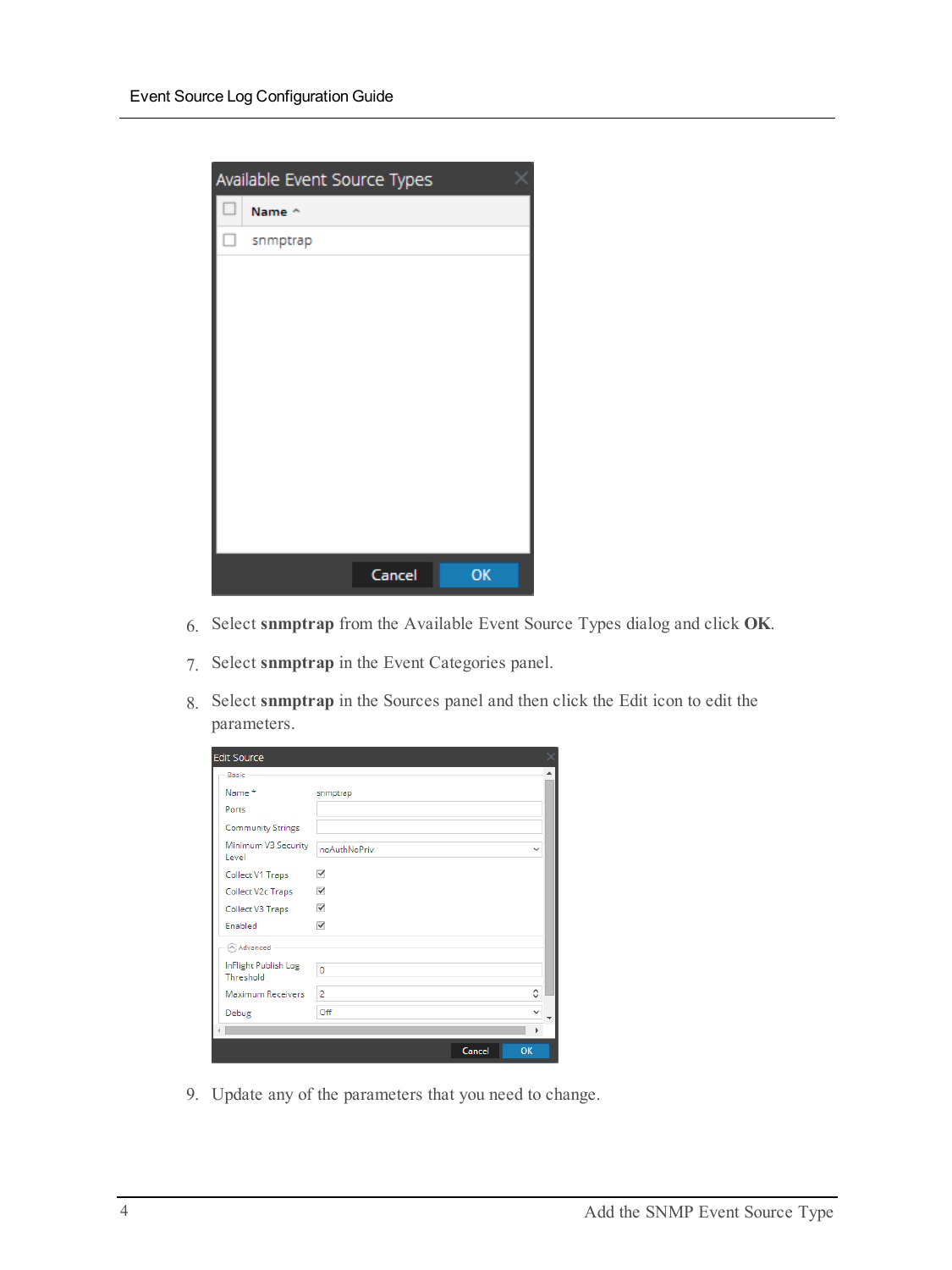6. Select **snmptrap** from the Available Event Source Types dialog and click **OK**.

7. Select **snmptrap** in the Event Categories panel.

8. Select **snmptrap** in the Sources panel and then click the Edit icon to edit the parameters.

9. Update any of the parameters that you need to change.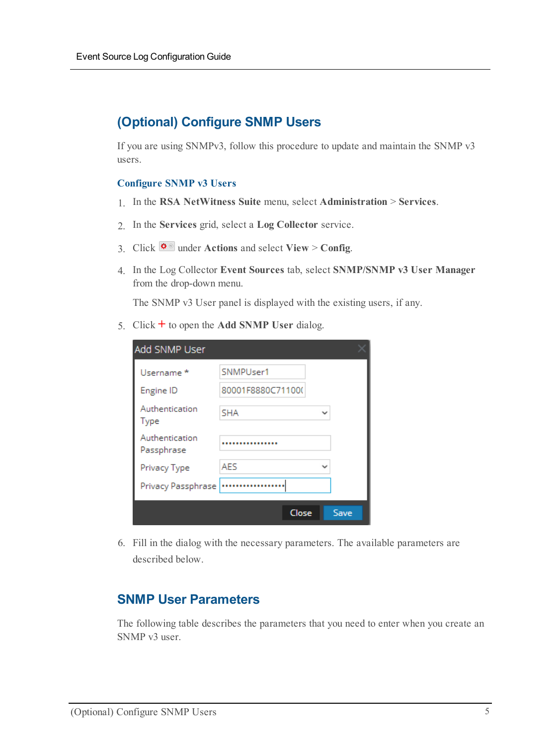## (Optional) Configure SNMP Users

If you are using SNMPv3, follow this procedure to update and maintain the SNMP v3 users.

### Configure SNMP v3 Users

1. In the **RSA NetWitness Suite** menu, select **Administration** > **Services**.
2. In the **Services** grid, select a **Log Collector** service.
3. Click under **Actions** and select **View** > **Config**.
4. In the Log Collector **Event Sources** tab, select **SNMP/SNMP v3 User Manager** from the drop-down menu.

   The SNMP v3 User panel is displayed with the existing users, if any.
5. Click + to open the **Add SNMP User** dialog.
6. Fill in the dialog with the necessary parameters. The available parameters are described below.

## SNMP User Parameters

The following table describes the parameters that you need to enter when you create an SNMP v3 user.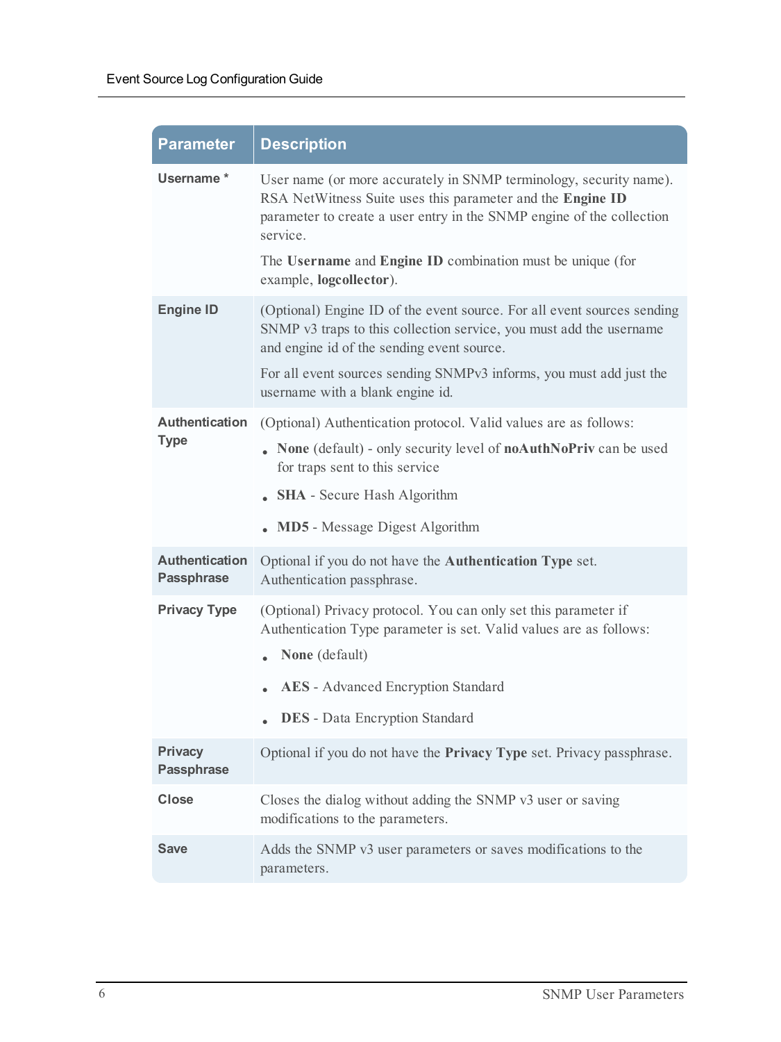| Parameter | Description |
| --- | --- |
| **Username** * | User name (or more accurately in SNMP terminology, security name). RSA NetWitness Suite uses this parameter and the **Engine ID** parameter to create a user entry in the SNMP engine of the collection service.<br><br>The **Username** and **Engine ID** combination must be unique (for example, **logcollector**). |
| **Engine ID** | (Optional) Engine ID of the event source. For all event sources sending SNMP v3 traps to this collection service, you must add the username and engine id of the sending event source.<br><br>For all event sources sending SNMPv3 informs, you must add just the username with a blank engine id. |
| **Authentication Type** | (Optional) Authentication protocol. Valid values are as follows:<br>• **None** (default) - only security level of **noAuthNoPriv** can be used for traps sent to this service<br>• **SHA** - Secure Hash Algorithm<br>• **MD5** - Message Digest Algorithm |
| **Authentication Passphrase** | Optional if you do not have the **Authentication Type** set. Authentication passphrase. |
| **Privacy Type** | (Optional) Privacy protocol. You can only set this parameter if Authentication Type parameter is set. Valid values are as follows:<br>• **None** (default)<br>• **AES** - Advanced Encryption Standard<br>• **DES** - Data Encryption Standard |
| **Privacy Passphrase** | Optional if you do not have the **Privacy Type** set. Privacy passphrase. |
| **Close** | Closes the dialog without adding the SNMP v3 user or saving modifications to the parameters. |
| **Save** | Adds the SNMP v3 user parameters or saves modifications to the parameters. |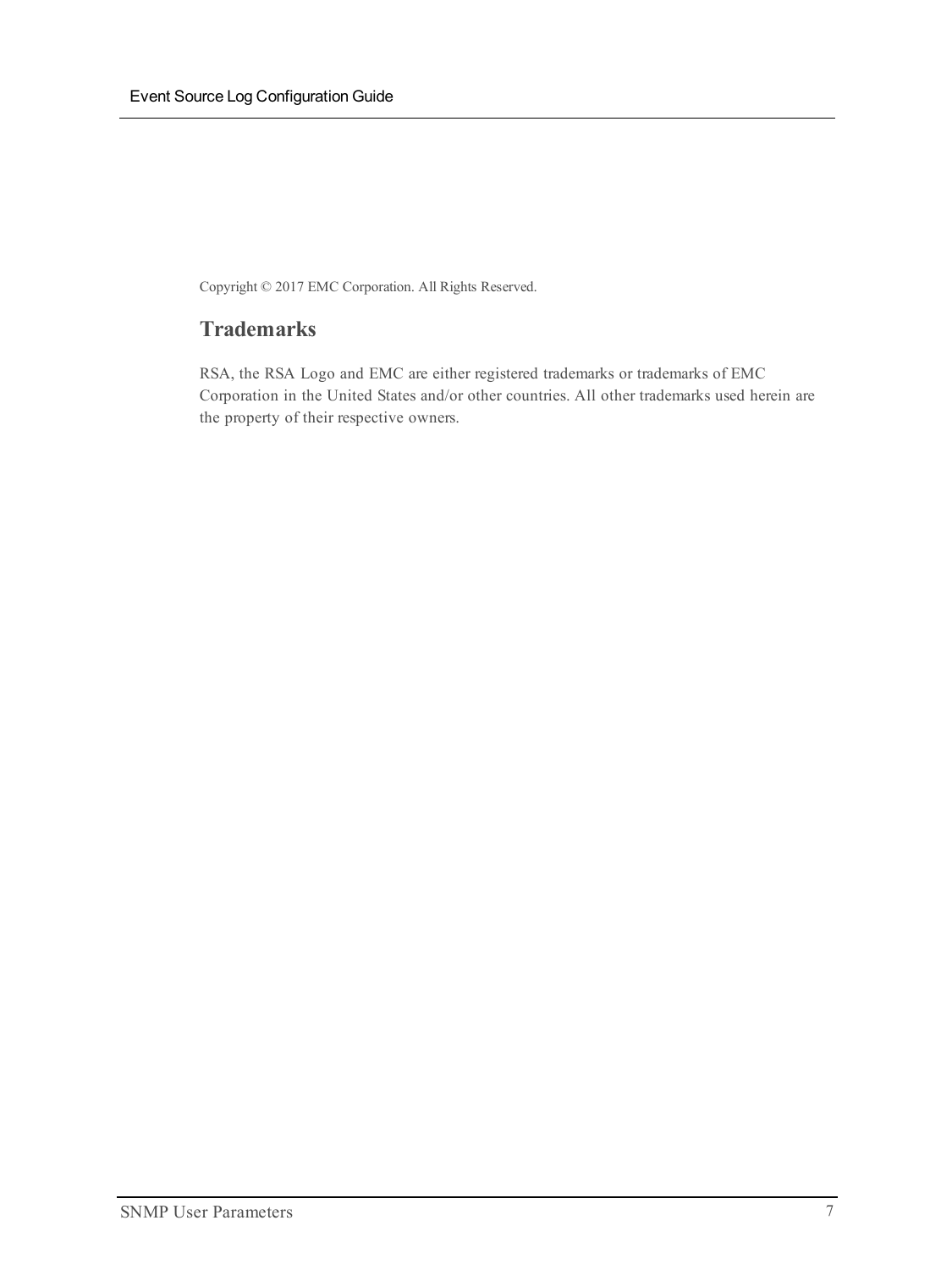Copyright © 2017 EMC Corporation. All Rights Reserved.

## Trademarks

RSA, the RSA Logo and EMC are either registered trademarks or trademarks of EMC Corporation in the United States and/or other countries. All other trademarks used herein are the property of their respective owners.